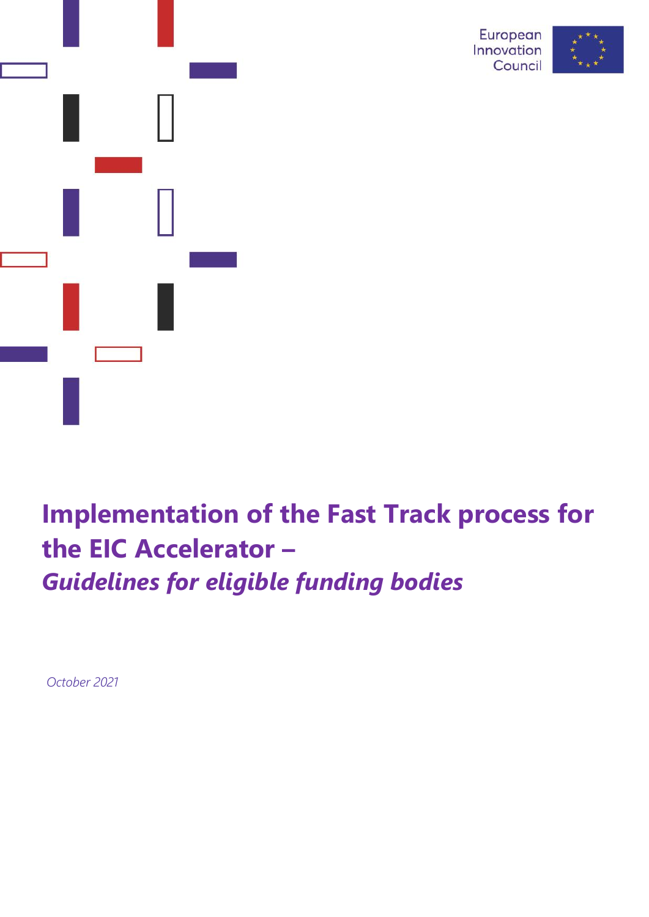European Innovation Council

# Implementation of the Fast Track process for the EIC Accelerator –

## *Guidelines for eligible funding bodies*

*October 2021*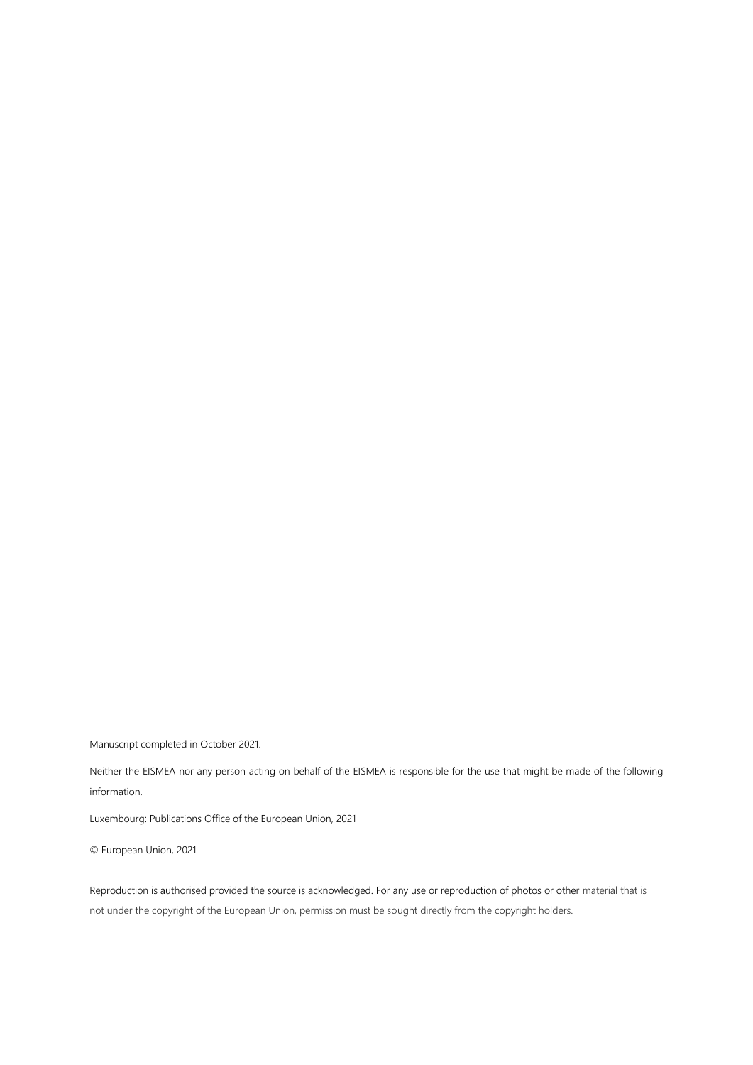Manuscript completed in October 2021.

Neither the EISMEA nor any person acting on behalf of the EISMEA is responsible for the use that might be made of the following information.

Luxembourg: Publications Office of the European Union, 2021

© European Union, 2021

Reproduction is authorised provided the source is acknowledged. For any use or reproduction of photos or other material that is not under the copyright of the European Union, permission must be sought directly from the copyright holders.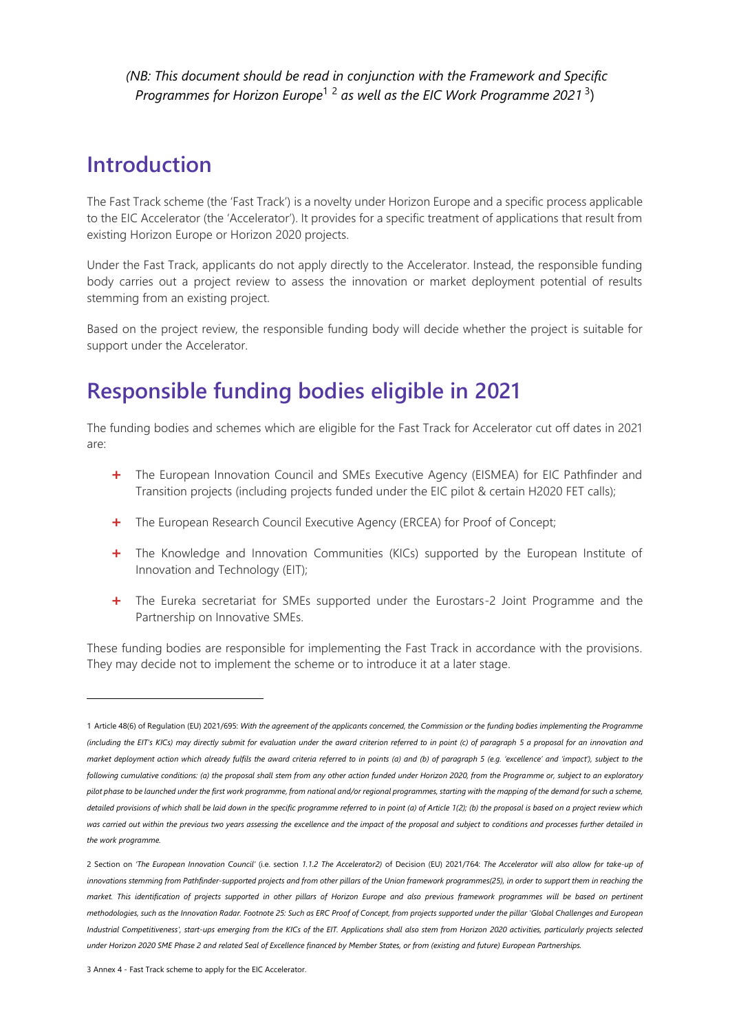*(NB: This document should be read in conjunction with the Framework and Specific Programmes for Horizon Europe*[1] [2] *as well as the EIC Work Programme 2021* [3])

## Introduction

The Fast Track scheme (the 'Fast Track') is a novelty under Horizon Europe and a specific process applicable to the EIC Accelerator (the 'Accelerator'). It provides for a specific treatment of applications that result from existing Horizon Europe or Horizon 2020 projects.

Under the Fast Track, applicants do not apply directly to the Accelerator. Instead, the responsible funding body carries out a project review to assess the innovation or market deployment potential of results stemming from an existing project.

Based on the project review, the responsible funding body will decide whether the project is suitable for support under the Accelerator.

## Responsible funding bodies eligible in 2021

The funding bodies and schemes which are eligible for the Fast Track for Accelerator cut off dates in 2021 are:

- The European Innovation Council and SMEs Executive Agency (EISMEA) for EIC Pathfinder and Transition projects (including projects funded under the EIC pilot & certain H2020 FET calls);
- The European Research Council Executive Agency (ERCEA) for Proof of Concept;
- The Knowledge and Innovation Communities (KICs) supported by the European Institute of Innovation and Technology (EIT);
- The Eureka secretariat for SMEs supported under the Eurostars-2 Joint Programme and the Partnership on Innovative SMEs.

These funding bodies are responsible for implementing the Fast Track in accordance with the provisions. They may decide not to implement the scheme or to introduce it at a later stage.

---

1 Article 48(6) of Regulation (EU) 2021/695: *With the agreement of the applicants concerned, the Commission or the funding bodies implementing the Programme (including the EIT's KICs) may directly submit for evaluation under the award criterion referred to in point (c) of paragraph 5 a proposal for an innovation and market deployment action which already fulfils the award criteria referred to in points (a) and (b) of paragraph 5 (e.g. 'excellence' and 'impact'), subject to the following cumulative conditions: (a) the proposal shall stem from any other action funded under Horizon 2020, from the Programme or, subject to an exploratory pilot phase to be launched under the first work programme, from national and/or regional programmes, starting with the mapping of the demand for such a scheme, detailed provisions of which shall be laid down in the specific programme referred to in point (a) of Article 1(2); (b) the proposal is based on a project review which was carried out within the previous two years assessing the excellence and the impact of the proposal and subject to conditions and processes further detailed in the work programme.*

2 Section on *'The European Innovation Council'* (i.e. section *1.1.2 The Accelerator2)* of Decision (EU) 2021/764: *The Accelerator will also allow for take-up of innovations stemming from Pathfinder-supported projects and from other pillars of the Union framework programmes(25), in order to support them in reaching the market. This identification of projects supported in other pillars of Horizon Europe and also previous framework programmes will be based on pertinent methodologies, such as the Innovation Radar. Footnote 25: Such as ERC Proof of Concept, from projects supported under the pillar 'Global Challenges and European Industrial Competitiveness', start-ups emerging from the KICs of the EIT. Applications shall also stem from Horizon 2020 activities, particularly projects selected under Horizon 2020 SME Phase 2 and related Seal of Excellence financed by Member States, or from (existing and future) European Partnerships.*

3 Annex 4 - Fast Track scheme to apply for the EIC Accelerator.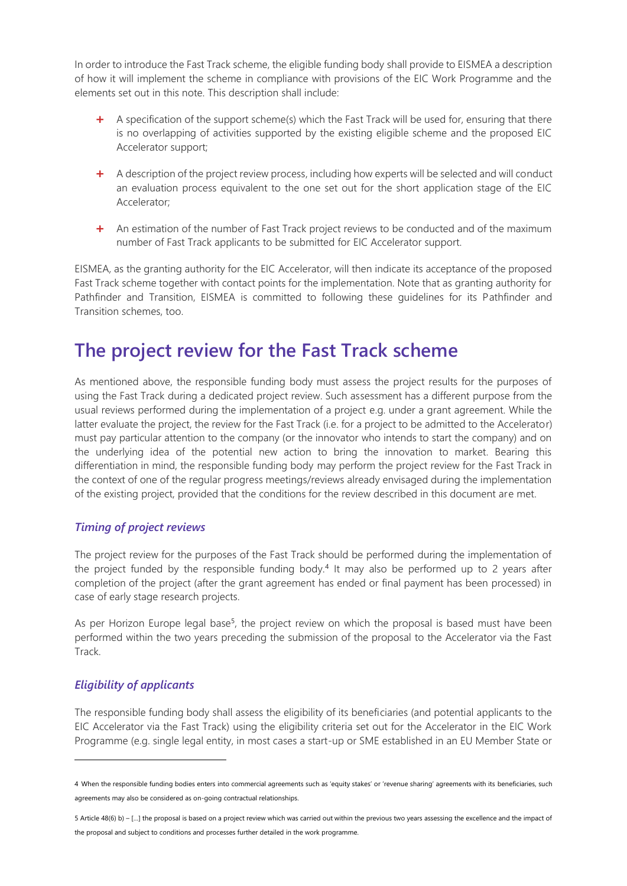In order to introduce the Fast Track scheme, the eligible funding body shall provide to EISMEA a description of how it will implement the scheme in compliance with provisions of the EIC Work Programme and the elements set out in this note. This description shall include:

- A specification of the support scheme(s) which the Fast Track will be used for, ensuring that there is no overlapping of activities supported by the existing eligible scheme and the proposed EIC Accelerator support;
- A description of the project review process, including how experts will be selected and will conduct an evaluation process equivalent to the one set out for the short application stage of the EIC Accelerator;
- An estimation of the number of Fast Track project reviews to be conducted and of the maximum number of Fast Track applicants to be submitted for EIC Accelerator support.

EISMEA, as the granting authority for the EIC Accelerator, will then indicate its acceptance of the proposed Fast Track scheme together with contact points for the implementation. Note that as granting authority for Pathfinder and Transition, EISMEA is committed to following these guidelines for its Pathfinder and Transition schemes, too.

# The project review for the Fast Track scheme

As mentioned above, the responsible funding body must assess the project results for the purposes of using the Fast Track during a dedicated project review. Such assessment has a different purpose from the usual reviews performed during the implementation of a project e.g. under a grant agreement. While the latter evaluate the project, the review for the Fast Track (i.e. for a project to be admitted to the Accelerator) must pay particular attention to the company (or the innovator who intends to start the company) and on the underlying idea of the potential new action to bring the innovation to market. Bearing this differentiation in mind, the responsible funding body may perform the project review for the Fast Track in the context of one of the regular progress meetings/reviews already envisaged during the implementation of the existing project, provided that the conditions for the review described in this document are met.

### *Timing of project reviews*

The project review for the purposes of the Fast Track should be performed during the implementation of the project funded by the responsible funding body.[4] It may also be performed up to 2 years after completion of the project (after the grant agreement has ended or final payment has been processed) in case of early stage research projects.

As per Horizon Europe legal base[5], the project review on which the proposal is based must have been performed within the two years preceding the submission of the proposal to the Accelerator via the Fast Track.

### *Eligibility of applicants*

The responsible funding body shall assess the eligibility of its beneficiaries (and potential applicants to the EIC Accelerator via the Fast Track) using the eligibility criteria set out for the Accelerator in the EIC Work Programme (e.g. single legal entity, in most cases a start-up or SME established in an EU Member State or

---

4 When the responsible funding bodies enters into commercial agreements such as 'equity stakes' or 'revenue sharing' agreements with its beneficiaries, such agreements may also be considered as on-going contractual relationships.

5 Article 48(6) b) – […] the proposal is based on a project review which was carried out within the previous two years assessing the excellence and the impact of the proposal and subject to conditions and processes further detailed in the work programme.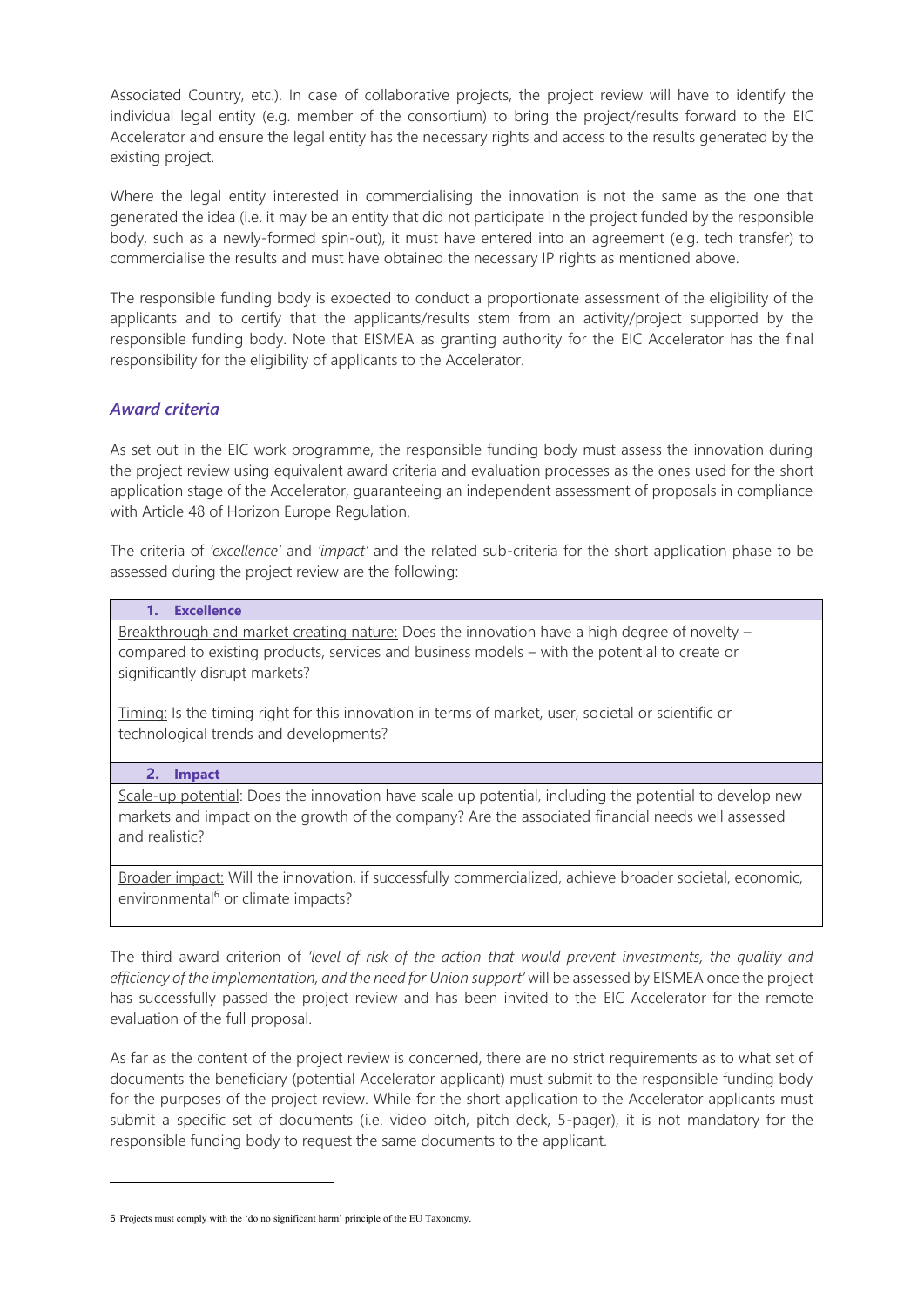Associated Country, etc.). In case of collaborative projects, the project review will have to identify the individual legal entity (e.g. member of the consortium) to bring the project/results forward to the EIC Accelerator and ensure the legal entity has the necessary rights and access to the results generated by the existing project.

Where the legal entity interested in commercialising the innovation is not the same as the one that generated the idea (i.e. it may be an entity that did not participate in the project funded by the responsible body, such as a newly-formed spin-out), it must have entered into an agreement (e.g. tech transfer) to commercialise the results and must have obtained the necessary IP rights as mentioned above.

The responsible funding body is expected to conduct a proportionate assessment of the eligibility of the applicants and to certify that the applicants/results stem from an activity/project supported by the responsible funding body. Note that EISMEA as granting authority for the EIC Accelerator has the final responsibility for the eligibility of applicants to the Accelerator.

### *Award criteria*

As set out in the EIC work programme, the responsible funding body must assess the innovation during the project review using equivalent award criteria and evaluation processes as the ones used for the short application stage of the Accelerator, guaranteeing an independent assessment of proposals in compliance with Article 48 of Horizon Europe Regulation.

The criteria of *'excellence'* and *'impact'* and the related sub-criteria for the short application phase to be assessed during the project review are the following:

| **1. Excellence** |
|---|
| Breakthrough and market creating nature: Does the innovation have a high degree of novelty – compared to existing products, services and business models – with the potential to create or significantly disrupt markets? |
| Timing: Is the timing right for this innovation in terms of market, user, societal or scientific or technological trends and developments? |
| **2. Impact** |
| Scale-up potential: Does the innovation have scale up potential, including the potential to develop new markets and impact on the growth of the company? Are the associated financial needs well assessed and realistic? |
| Broader impact: Will the innovation, if successfully commercialized, achieve broader societal, economic, environmental[6] or climate impacts? |

The third award criterion of *'level of risk of the action that would prevent investments, the quality and efficiency of the implementation, and the need for Union support'* will be assessed by EISMEA once the project has successfully passed the project review and has been invited to the EIC Accelerator for the remote evaluation of the full proposal.

As far as the content of the project review is concerned, there are no strict requirements as to what set of documents the beneficiary (potential Accelerator applicant) must submit to the responsible funding body for the purposes of the project review. While for the short application to the Accelerator applicants must submit a specific set of documents (i.e. video pitch, pitch deck, 5-pager), it is not mandatory for the responsible funding body to request the same documents to the applicant.

---

[6] Projects must comply with the 'do no significant harm' principle of the EU Taxonomy.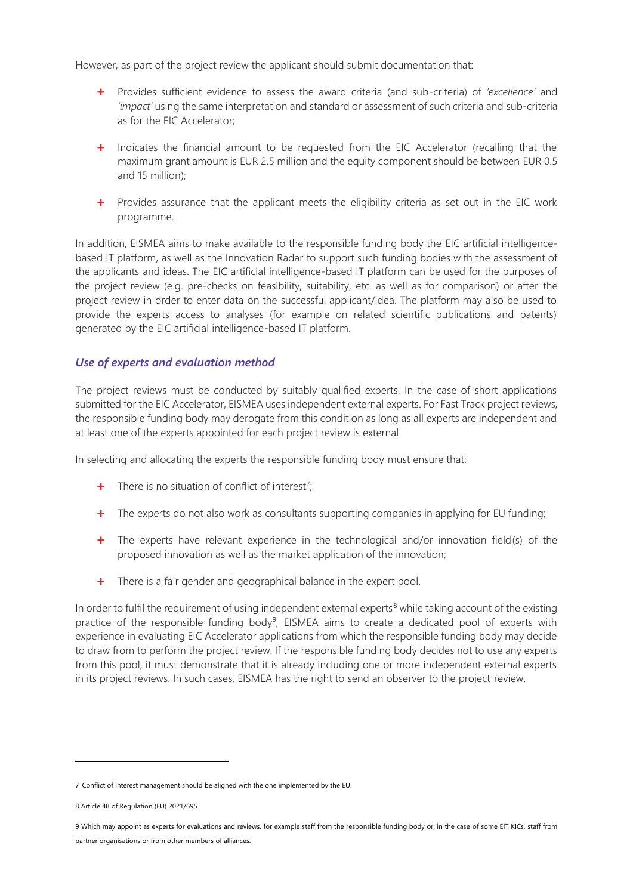However, as part of the project review the applicant should submit documentation that:

- Provides sufficient evidence to assess the award criteria (and sub-criteria) of *'excellence'* and *'impact'* using the same interpretation and standard or assessment of such criteria and sub-criteria as for the EIC Accelerator;
- Indicates the financial amount to be requested from the EIC Accelerator (recalling that the maximum grant amount is EUR 2.5 million and the equity component should be between EUR 0.5 and 15 million);
- Provides assurance that the applicant meets the eligibility criteria as set out in the EIC work programme.

In addition, EISMEA aims to make available to the responsible funding body the EIC artificial intelligence-based IT platform, as well as the Innovation Radar to support such funding bodies with the assessment of the applicants and ideas. The EIC artificial intelligence-based IT platform can be used for the purposes of the project review (e.g. pre-checks on feasibility, suitability, etc. as well as for comparison) or after the project review in order to enter data on the successful applicant/idea. The platform may also be used to provide the experts access to analyses (for example on related scientific publications and patents) generated by the EIC artificial intelligence-based IT platform.

### *Use of experts and evaluation method*

The project reviews must be conducted by suitably qualified experts. In the case of short applications submitted for the EIC Accelerator, EISMEA uses independent external experts. For Fast Track project reviews, the responsible funding body may derogate from this condition as long as all experts are independent and at least one of the experts appointed for each project review is external.

In selecting and allocating the experts the responsible funding body must ensure that:

- There is no situation of conflict of interest[7];
- The experts do not also work as consultants supporting companies in applying for EU funding;
- The experts have relevant experience in the technological and/or innovation field(s) of the proposed innovation as well as the market application of the innovation;
- There is a fair gender and geographical balance in the expert pool.

In order to fulfil the requirement of using independent external experts[8] while taking account of the existing practice of the responsible funding body[9], EISMEA aims to create a dedicated pool of experts with experience in evaluating EIC Accelerator applications from which the responsible funding body may decide to draw from to perform the project review. If the responsible funding body decides not to use any experts from this pool, it must demonstrate that it is already including one or more independent external experts in its project reviews. In such cases, EISMEA has the right to send an observer to the project review.

---

7 Conflict of interest management should be aligned with the one implemented by the EU.

8 Article 48 of Regulation (EU) 2021/695.

9 Which may appoint as experts for evaluations and reviews, for example staff from the responsible funding body or, in the case of some EIT KICs, staff from partner organisations or from other members of alliances.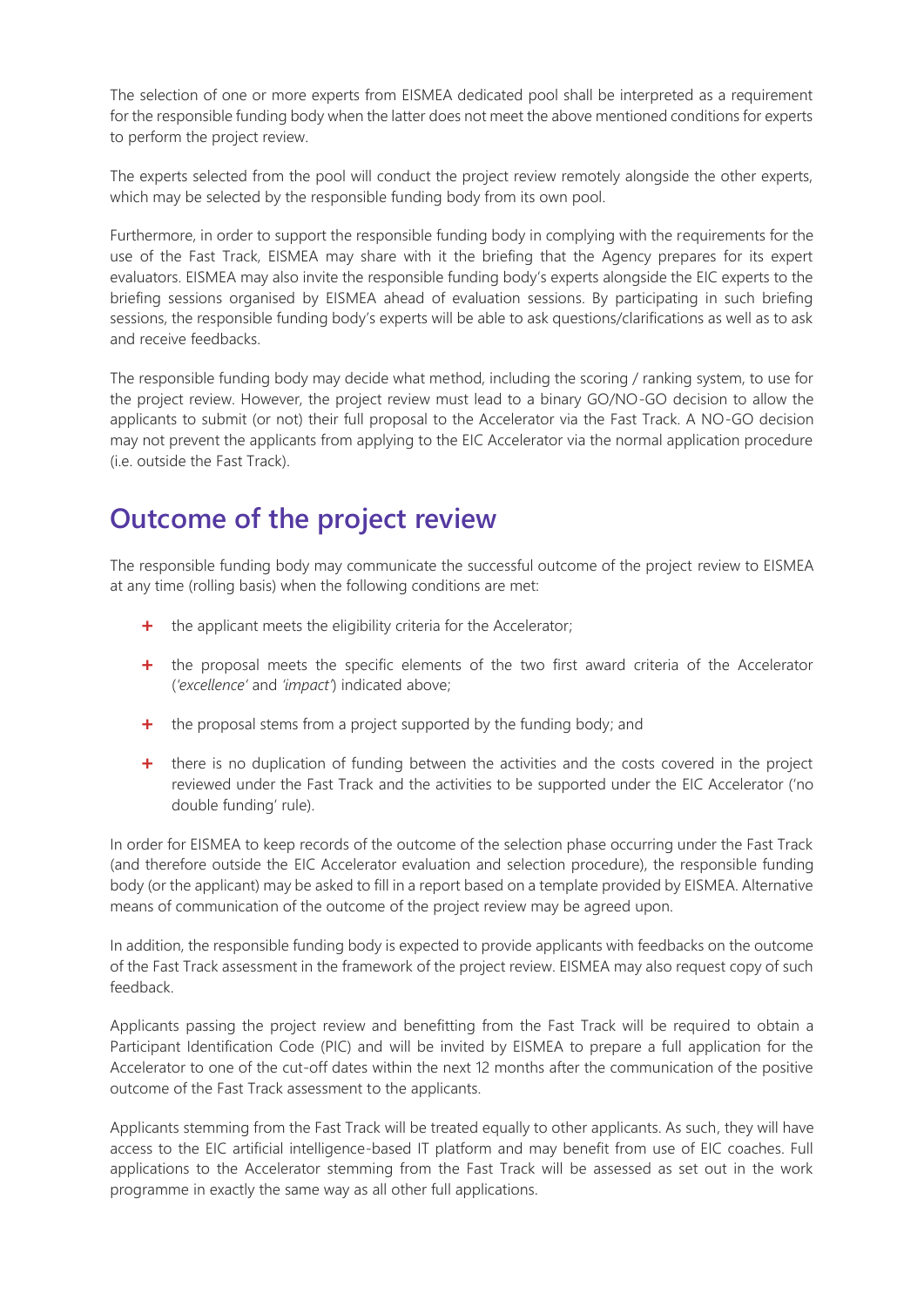The selection of one or more experts from EISMEA dedicated pool shall be interpreted as a requirement for the responsible funding body when the latter does not meet the above mentioned conditions for experts to perform the project review.

The experts selected from the pool will conduct the project review remotely alongside the other experts, which may be selected by the responsible funding body from its own pool.

Furthermore, in order to support the responsible funding body in complying with the requirements for the use of the Fast Track, EISMEA may share with it the briefing that the Agency prepares for its expert evaluators. EISMEA may also invite the responsible funding body's experts alongside the EIC experts to the briefing sessions organised by EISMEA ahead of evaluation sessions. By participating in such briefing sessions, the responsible funding body's experts will be able to ask questions/clarifications as well as to ask and receive feedbacks.

The responsible funding body may decide what method, including the scoring / ranking system, to use for the project review. However, the project review must lead to a binary GO/NO-GO decision to allow the applicants to submit (or not) their full proposal to the Accelerator via the Fast Track. A NO-GO decision may not prevent the applicants from applying to the EIC Accelerator via the normal application procedure (i.e. outside the Fast Track).

## Outcome of the project review

The responsible funding body may communicate the successful outcome of the project review to EISMEA at any time (rolling basis) when the following conditions are met:

- the applicant meets the eligibility criteria for the Accelerator;
- the proposal meets the specific elements of the two first award criteria of the Accelerator (*'excellence'* and *'impact'*) indicated above;
- the proposal stems from a project supported by the funding body; and
- there is no duplication of funding between the activities and the costs covered in the project reviewed under the Fast Track and the activities to be supported under the EIC Accelerator ('no double funding' rule).

In order for EISMEA to keep records of the outcome of the selection phase occurring under the Fast Track (and therefore outside the EIC Accelerator evaluation and selection procedure), the responsible funding body (or the applicant) may be asked to fill in a report based on a template provided by EISMEA. Alternative means of communication of the outcome of the project review may be agreed upon.

In addition, the responsible funding body is expected to provide applicants with feedbacks on the outcome of the Fast Track assessment in the framework of the project review. EISMEA may also request copy of such feedback.

Applicants passing the project review and benefitting from the Fast Track will be required to obtain a Participant Identification Code (PIC) and will be invited by EISMEA to prepare a full application for the Accelerator to one of the cut-off dates within the next 12 months after the communication of the positive outcome of the Fast Track assessment to the applicants.

Applicants stemming from the Fast Track will be treated equally to other applicants. As such, they will have access to the EIC artificial intelligence-based IT platform and may benefit from use of EIC coaches. Full applications to the Accelerator stemming from the Fast Track will be assessed as set out in the work programme in exactly the same way as all other full applications.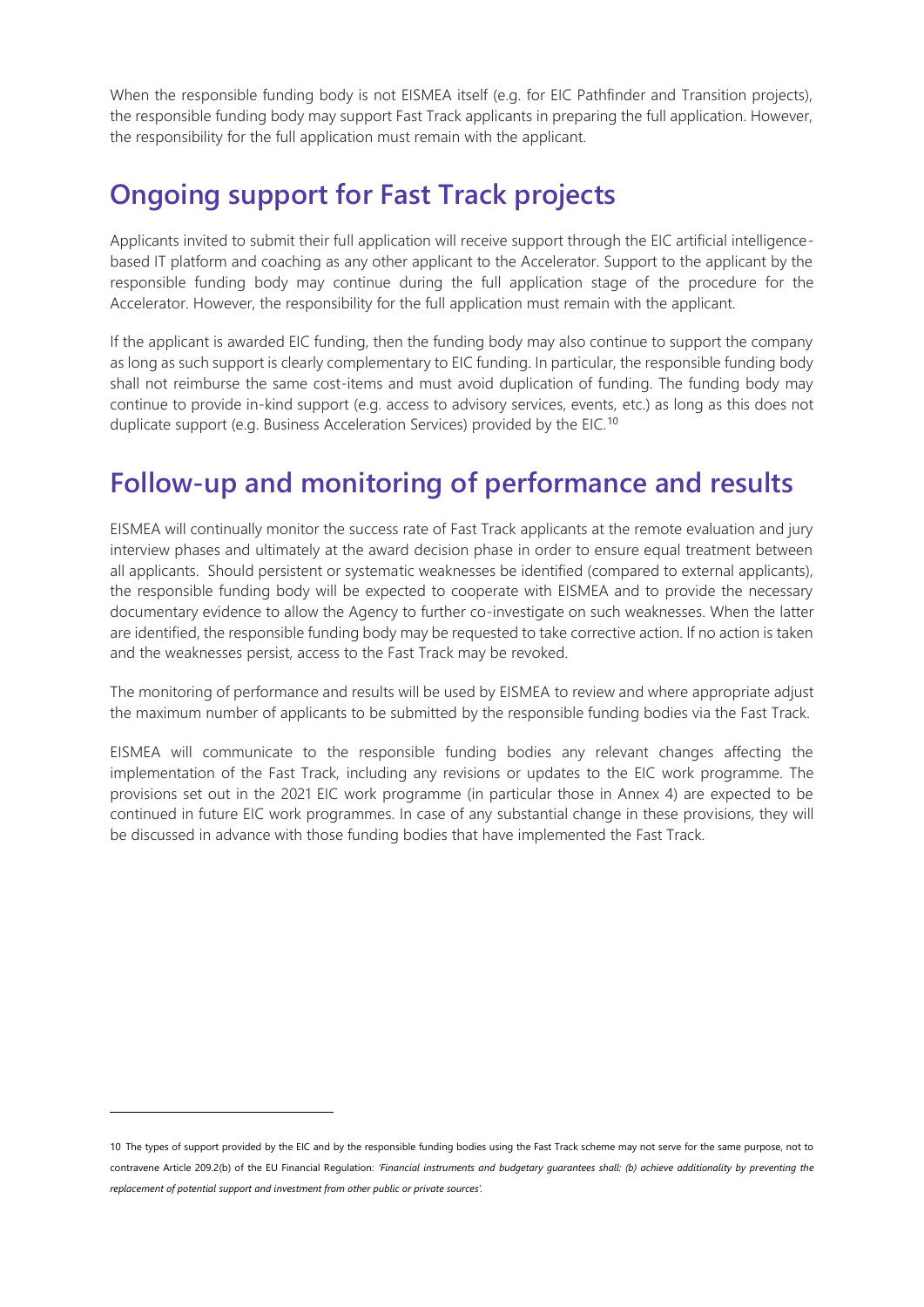When the responsible funding body is not EISMEA itself (e.g. for EIC Pathfinder and Transition projects), the responsible funding body may support Fast Track applicants in preparing the full application. However, the responsibility for the full application must remain with the applicant.

## Ongoing support for Fast Track projects

Applicants invited to submit their full application will receive support through the EIC artificial intelligence-based IT platform and coaching as any other applicant to the Accelerator. Support to the applicant by the responsible funding body may continue during the full application stage of the procedure for the Accelerator. However, the responsibility for the full application must remain with the applicant.

If the applicant is awarded EIC funding, then the funding body may also continue to support the company as long as such support is clearly complementary to EIC funding. In particular, the responsible funding body shall not reimburse the same cost-items and must avoid duplication of funding. The funding body may continue to provide in-kind support (e.g. access to advisory services, events, etc.) as long as this does not duplicate support (e.g. Business Acceleration Services) provided by the EIC.[10]

## Follow-up and monitoring of performance and results

EISMEA will continually monitor the success rate of Fast Track applicants at the remote evaluation and jury interview phases and ultimately at the award decision phase in order to ensure equal treatment between all applicants. Should persistent or systematic weaknesses be identified (compared to external applicants), the responsible funding body will be expected to cooperate with EISMEA and to provide the necessary documentary evidence to allow the Agency to further co-investigate on such weaknesses. When the latter are identified, the responsible funding body may be requested to take corrective action. If no action is taken and the weaknesses persist, access to the Fast Track may be revoked.

The monitoring of performance and results will be used by EISMEA to review and where appropriate adjust the maximum number of applicants to be submitted by the responsible funding bodies via the Fast Track.

EISMEA will communicate to the responsible funding bodies any relevant changes affecting the implementation of the Fast Track, including any revisions or updates to the EIC work programme. The provisions set out in the 2021 EIC work programme (in particular those in Annex 4) are expected to be continued in future EIC work programmes. In case of any substantial change in these provisions, they will be discussed in advance with those funding bodies that have implemented the Fast Track.

---

10 The types of support provided by the EIC and by the responsible funding bodies using the Fast Track scheme may not serve for the same purpose, not to contravene Article 209.2(b) of the EU Financial Regulation: *'Financial instruments and budgetary guarantees shall: (b) achieve additionality by preventing the replacement of potential support and investment from other public or private sources'.*